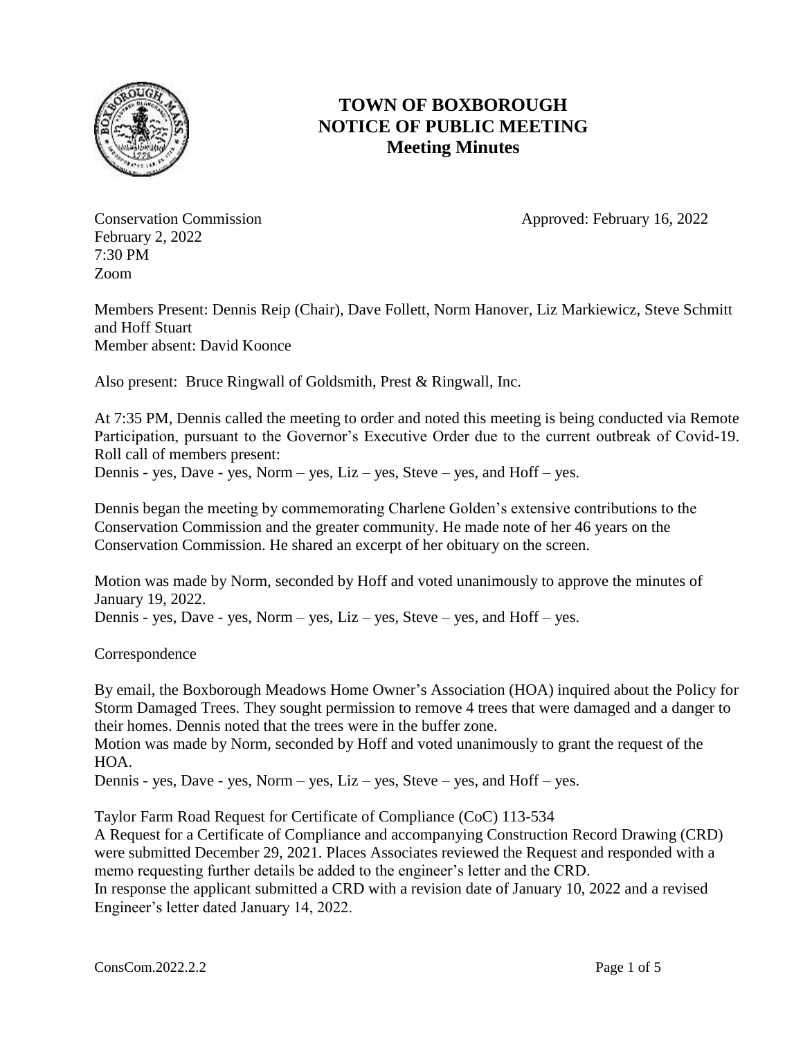# TOWN OF BOXBOROUGH
## NOTICE OF PUBLIC MEETING
### Meeting Minutes

Conservation Commission  
February 2, 2022  
7:30 PM  
Zoom

Approved: February 16, 2022

Members Present: Dennis Reip (Chair), Dave Follett, Norm Hanover, Liz Markiewicz, Steve Schmitt and Hoff Stuart  
Member absent: David Koonce

Also present: Bruce Ringwall of Goldsmith, Prest & Ringwall, Inc.

At 7:35 PM, Dennis called the meeting to order and noted this meeting is being conducted via Remote Participation, pursuant to the Governor's Executive Order due to the current outbreak of Covid-19. Roll call of members present:  
Dennis - yes, Dave - yes, Norm – yes, Liz – yes, Steve – yes, and Hoff – yes.

Dennis began the meeting by commemorating Charlene Golden's extensive contributions to the Conservation Commission and the greater community. He made note of her 46 years on the Conservation Commission. He shared an excerpt of her obituary on the screen.

Motion was made by Norm, seconded by Hoff and voted unanimously to approve the minutes of January 19, 2022.  
Dennis - yes, Dave - yes, Norm – yes, Liz – yes, Steve – yes, and Hoff – yes.

Correspondence

By email, the Boxborough Meadows Home Owner's Association (HOA) inquired about the Policy for Storm Damaged Trees. They sought permission to remove 4 trees that were damaged and a danger to their homes. Dennis noted that the trees were in the buffer zone.  
Motion was made by Norm, seconded by Hoff and voted unanimously to grant the request of the HOA.  
Dennis - yes, Dave - yes, Norm – yes, Liz – yes, Steve – yes, and Hoff – yes.

Taylor Farm Road Request for Certificate of Compliance (CoC) 113-534  
A Request for a Certificate of Compliance and accompanying Construction Record Drawing (CRD) were submitted December 29, 2021. Places Associates reviewed the Request and responded with a memo requesting further details be added to the engineer's letter and the CRD.  
In response the applicant submitted a CRD with a revision date of January 10, 2022 and a revised Engineer's letter dated January 14, 2022.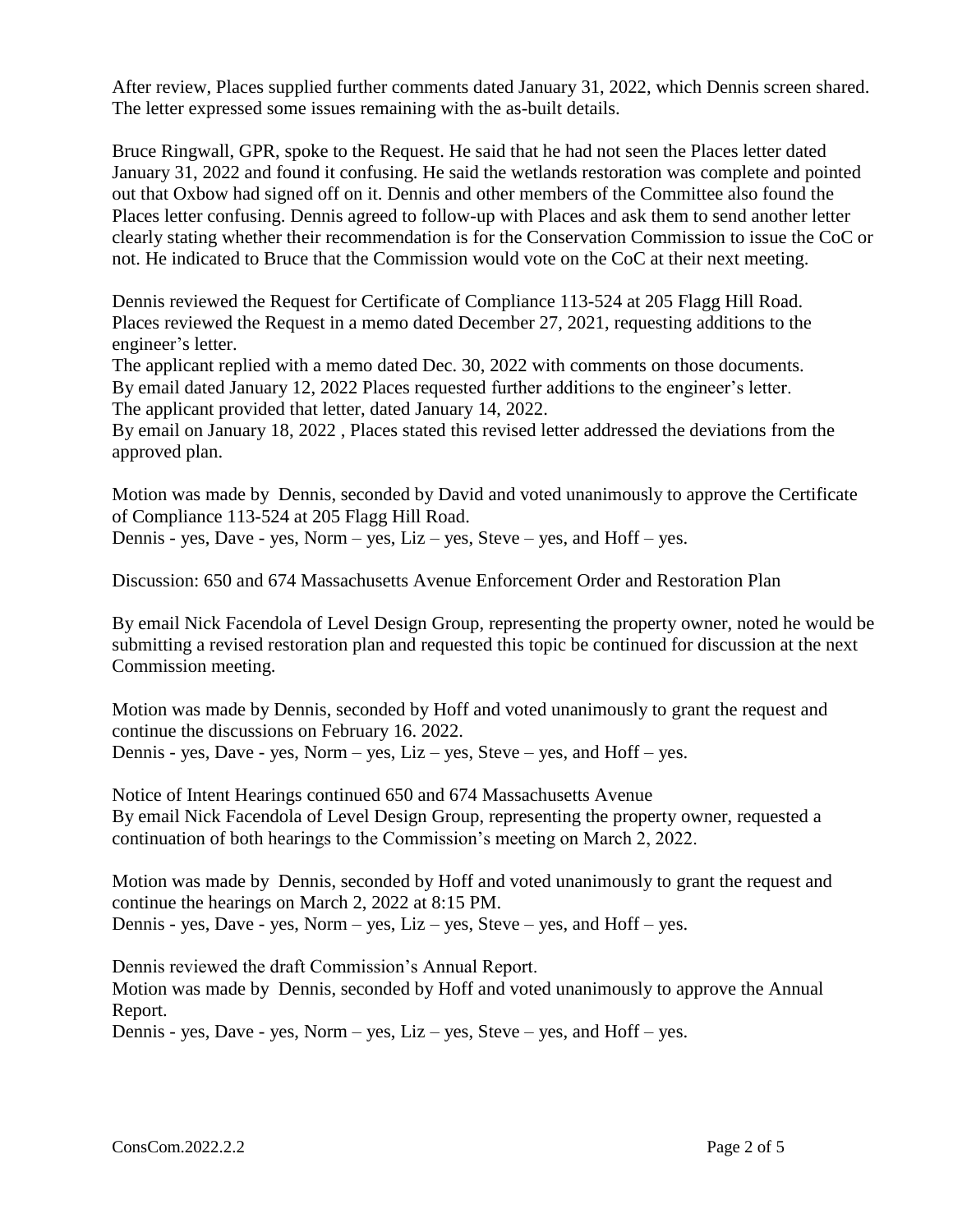After review, Places supplied further comments dated January 31, 2022, which Dennis screen shared. The letter expressed some issues remaining with the as-built details.

Bruce Ringwall, GPR, spoke to the Request. He said that he had not seen the Places letter dated January 31, 2022 and found it confusing. He said the wetlands restoration was complete and pointed out that Oxbow had signed off on it. Dennis and other members of the Committee also found the Places letter confusing. Dennis agreed to follow-up with Places and ask them to send another letter clearly stating whether their recommendation is for the Conservation Commission to issue the CoC or not. He indicated to Bruce that the Commission would vote on the CoC at their next meeting.

Dennis reviewed the Request for Certificate of Compliance 113-524 at 205 Flagg Hill Road.
Places reviewed the Request in a memo dated December 27, 2021, requesting additions to the engineer's letter.
The applicant replied with a memo dated Dec. 30, 2022 with comments on those documents.
By email dated January 12, 2022 Places requested further additions to the engineer's letter.
The applicant provided that letter, dated January 14, 2022.
By email on January 18, 2022 , Places stated this revised letter addressed the deviations from the approved plan.

Motion was made by Dennis, seconded by David and voted unanimously to approve the Certificate of Compliance 113-524 at 205 Flagg Hill Road.
Dennis - yes, Dave - yes, Norm – yes, Liz – yes, Steve – yes, and Hoff – yes.

Discussion: 650 and 674 Massachusetts Avenue Enforcement Order and Restoration Plan

By email Nick Facendola of Level Design Group, representing the property owner, noted he would be submitting a revised restoration plan and requested this topic be continued for discussion at the next Commission meeting.

Motion was made by Dennis, seconded by Hoff and voted unanimously to grant the request and continue the discussions on February 16. 2022.
Dennis - yes, Dave - yes, Norm – yes, Liz – yes, Steve – yes, and Hoff – yes.

Notice of Intent Hearings continued 650 and 674 Massachusetts Avenue
By email Nick Facendola of Level Design Group, representing the property owner, requested a continuation of both hearings to the Commission's meeting on March 2, 2022.

Motion was made by Dennis, seconded by Hoff and voted unanimously to grant the request and continue the hearings on March 2, 2022 at 8:15 PM.
Dennis - yes, Dave - yes, Norm – yes, Liz – yes, Steve – yes, and Hoff – yes.

Dennis reviewed the draft Commission's Annual Report.
Motion was made by Dennis, seconded by Hoff and voted unanimously to approve the Annual Report.
Dennis - yes, Dave - yes, Norm – yes, Liz – yes, Steve – yes, and Hoff – yes.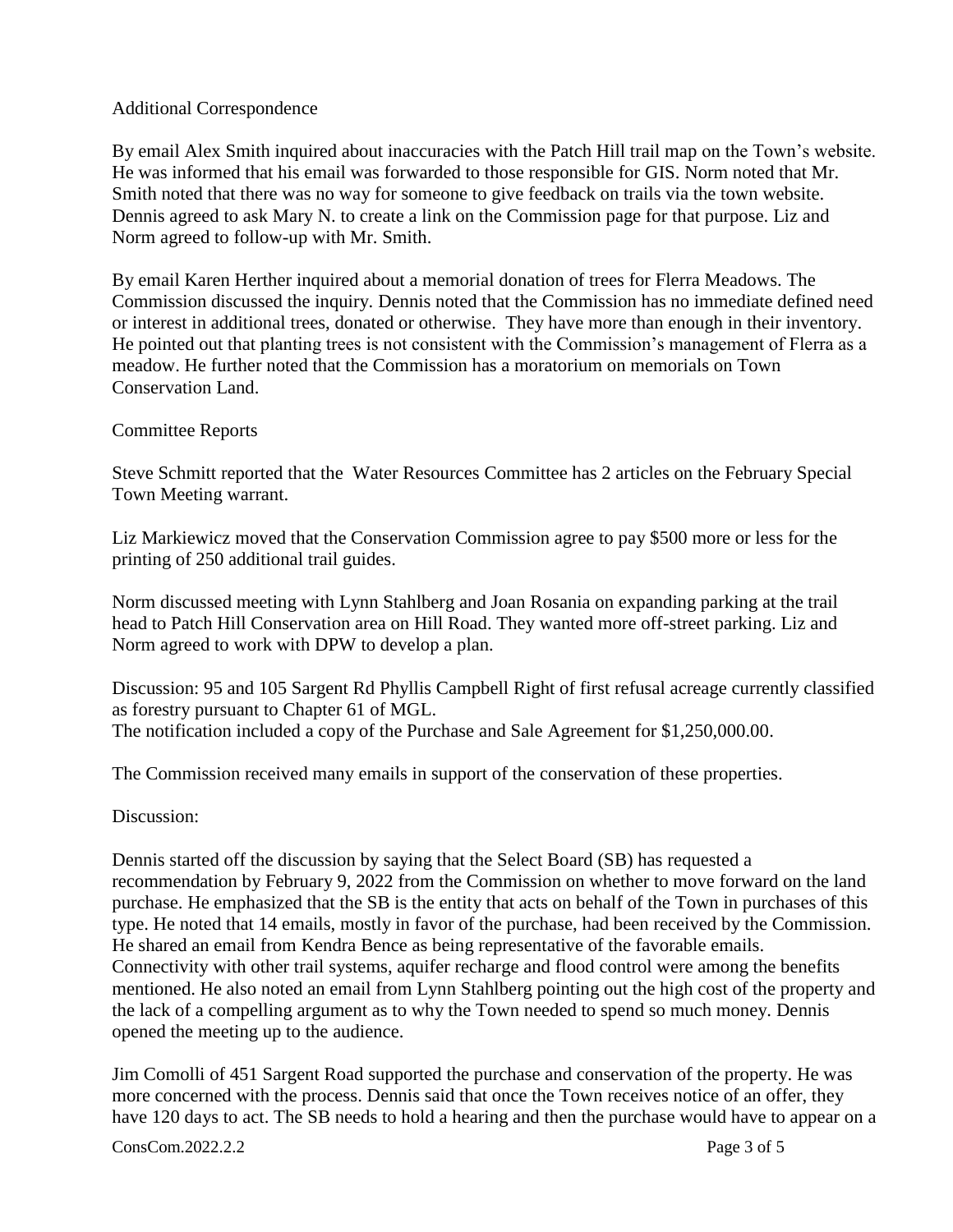Additional Correspondence

By email Alex Smith inquired about inaccuracies with the Patch Hill trail map on the Town's website. He was informed that his email was forwarded to those responsible for GIS. Norm noted that Mr. Smith noted that there was no way for someone to give feedback on trails via the town website. Dennis agreed to ask Mary N. to create a link on the Commission page for that purpose. Liz and Norm agreed to follow-up with Mr. Smith.

By email Karen Herther inquired about a memorial donation of trees for Flerra Meadows. The Commission discussed the inquiry. Dennis noted that the Commission has no immediate defined need or interest in additional trees, donated or otherwise. They have more than enough in their inventory. He pointed out that planting trees is not consistent with the Commission's management of Flerra as a meadow. He further noted that the Commission has a moratorium on memorials on Town Conservation Land.

Committee Reports

Steve Schmitt reported that the Water Resources Committee has 2 articles on the February Special Town Meeting warrant.

Liz Markiewicz moved that the Conservation Commission agree to pay $500 more or less for the printing of 250 additional trail guides.

Norm discussed meeting with Lynn Stahlberg and Joan Rosania on expanding parking at the trail head to Patch Hill Conservation area on Hill Road. They wanted more off-street parking. Liz and Norm agreed to work with DPW to develop a plan.

Discussion: 95 and 105 Sargent Rd Phyllis Campbell Right of first refusal acreage currently classified as forestry pursuant to Chapter 61 of MGL.
The notification included a copy of the Purchase and Sale Agreement for $1,250,000.00.

The Commission received many emails in support of the conservation of these properties.

Discussion:

Dennis started off the discussion by saying that the Select Board (SB) has requested a recommendation by February 9, 2022 from the Commission on whether to move forward on the land purchase. He emphasized that the SB is the entity that acts on behalf of the Town in purchases of this type. He noted that 14 emails, mostly in favor of the purchase, had been received by the Commission. He shared an email from Kendra Bence as being representative of the favorable emails. Connectivity with other trail systems, aquifer recharge and flood control were among the benefits mentioned. He also noted an email from Lynn Stahlberg pointing out the high cost of the property and the lack of a compelling argument as to why the Town needed to spend so much money. Dennis opened the meeting up to the audience.

Jim Comolli of 451 Sargent Road supported the purchase and conservation of the property. He was more concerned with the process. Dennis said that once the Town receives notice of an offer, they have 120 days to act. The SB needs to hold a hearing and then the purchase would have to appear on a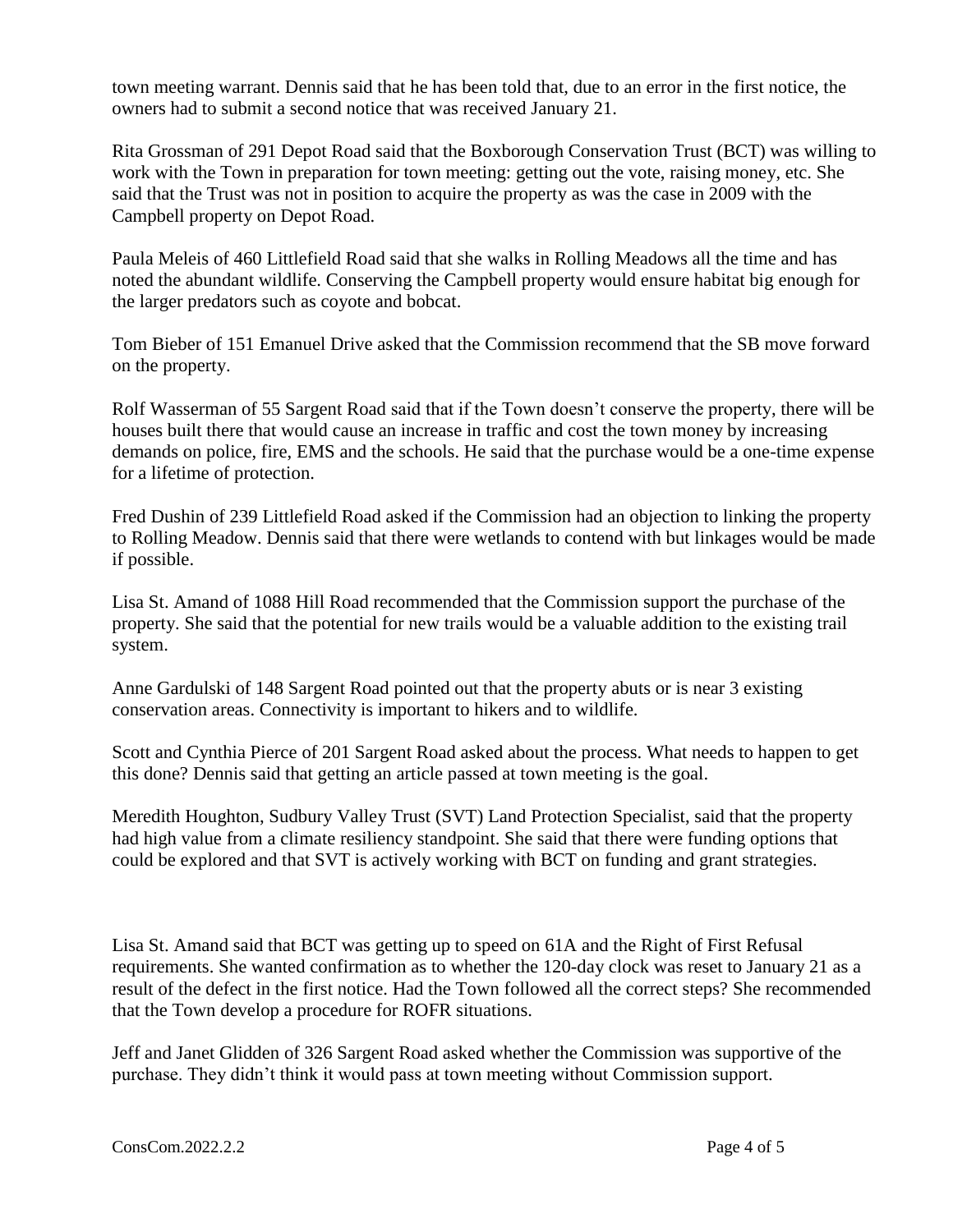town meeting warrant. Dennis said that he has been told that, due to an error in the first notice, the owners had to submit a second notice that was received January 21.

Rita Grossman of 291 Depot Road said that the Boxborough Conservation Trust (BCT) was willing to work with the Town in preparation for town meeting: getting out the vote, raising money, etc. She said that the Trust was not in position to acquire the property as was the case in 2009 with the Campbell property on Depot Road.

Paula Meleis of 460 Littlefield Road said that she walks in Rolling Meadows all the time and has noted the abundant wildlife. Conserving the Campbell property would ensure habitat big enough for the larger predators such as coyote and bobcat.

Tom Bieber of 151 Emanuel Drive asked that the Commission recommend that the SB move forward on the property.

Rolf Wasserman of 55 Sargent Road said that if the Town doesn't conserve the property, there will be houses built there that would cause an increase in traffic and cost the town money by increasing demands on police, fire, EMS and the schools. He said that the purchase would be a one-time expense for a lifetime of protection.

Fred Dushin of 239 Littlefield Road asked if the Commission had an objection to linking the property to Rolling Meadow. Dennis said that there were wetlands to contend with but linkages would be made if possible.

Lisa St. Amand of 1088 Hill Road recommended that the Commission support the purchase of the property. She said that the potential for new trails would be a valuable addition to the existing trail system.

Anne Gardulski of 148 Sargent Road pointed out that the property abuts or is near 3 existing conservation areas. Connectivity is important to hikers and to wildlife.

Scott and Cynthia Pierce of 201 Sargent Road asked about the process. What needs to happen to get this done? Dennis said that getting an article passed at town meeting is the goal.

Meredith Houghton, Sudbury Valley Trust (SVT) Land Protection Specialist, said that the property had high value from a climate resiliency standpoint. She said that there were funding options that could be explored and that SVT is actively working with BCT on funding and grant strategies.

Lisa St. Amand said that BCT was getting up to speed on 61A and the Right of First Refusal requirements. She wanted confirmation as to whether the 120-day clock was reset to January 21 as a result of the defect in the first notice. Had the Town followed all the correct steps? She recommended that the Town develop a procedure for ROFR situations.

Jeff and Janet Glidden of 326 Sargent Road asked whether the Commission was supportive of the purchase. They didn't think it would pass at town meeting without Commission support.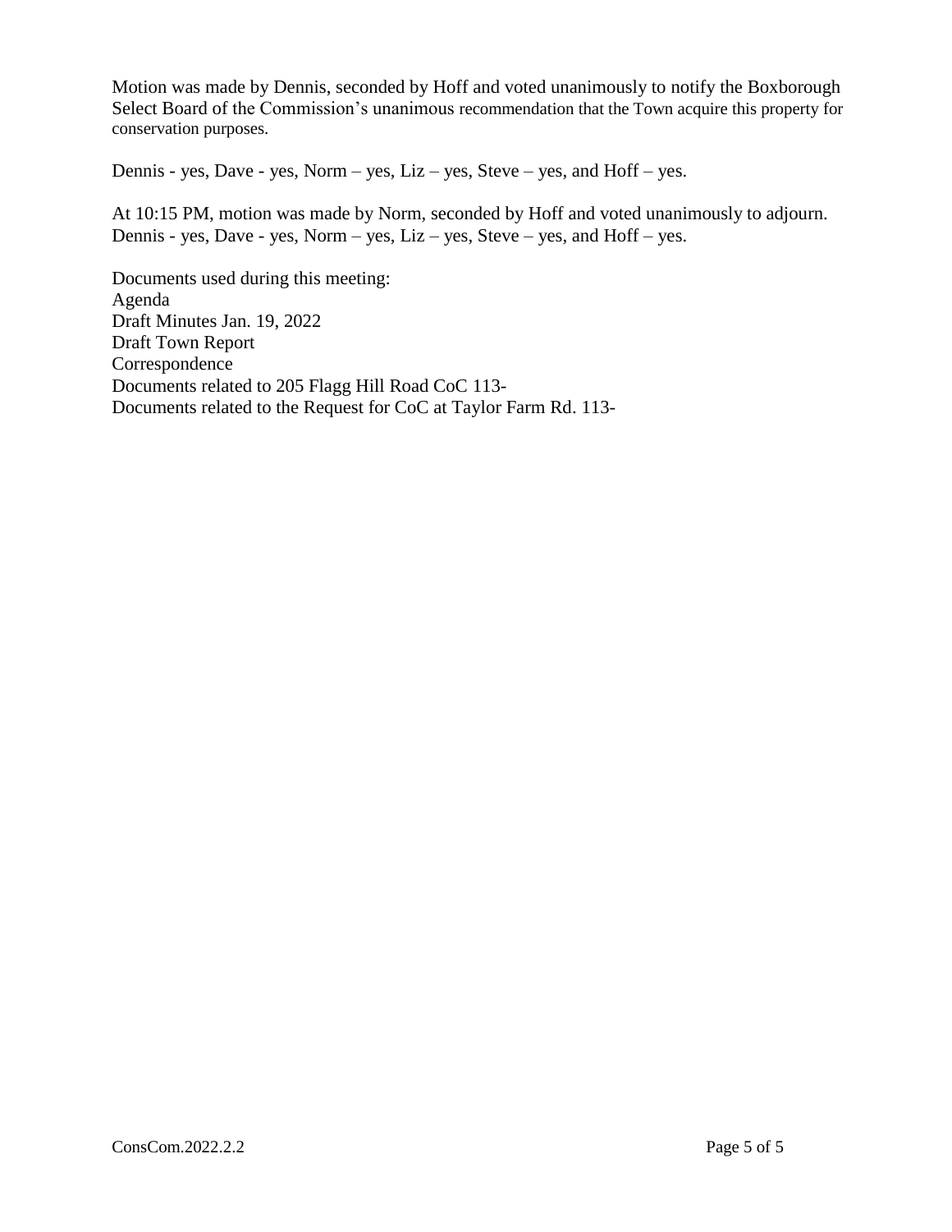Motion was made by Dennis, seconded by Hoff and voted unanimously to notify the Boxborough Select Board of the Commission's unanimous recommendation that the Town acquire this property for conservation purposes.

Dennis - yes, Dave - yes, Norm – yes, Liz – yes, Steve – yes, and Hoff – yes.

At 10:15 PM, motion was made by Norm, seconded by Hoff and voted unanimously to adjourn.
Dennis - yes, Dave - yes, Norm – yes, Liz – yes, Steve – yes, and Hoff – yes.

Documents used during this meeting:
Agenda
Draft Minutes Jan. 19, 2022
Draft Town Report
Correspondence
Documents related to 205 Flagg Hill Road CoC 113-
Documents related to the Request for CoC at Taylor Farm Rd. 113-